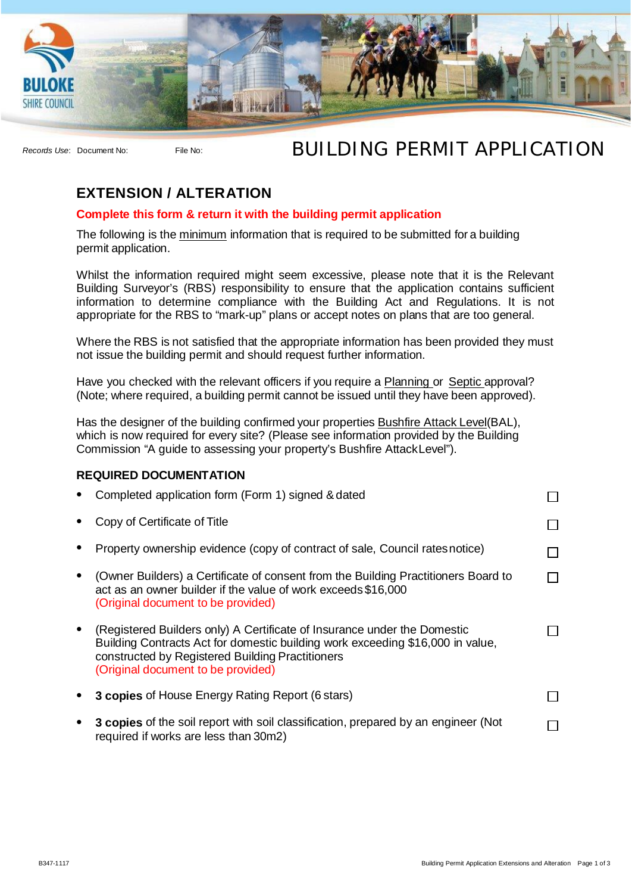Records Use: Document No: File No:

# BUILDING PERMIT APPLICATION

## EXTENSION / ALTERATION

**Complete this form & return it with the building permit application**

The following is the minimum information that is required to be submitted for a building permit application.

Whilst the information required might seem excessive, please note that it is the Relevant Building Surveyor's (RBS) responsibility to ensure that the application contains sufficient information to determine compliance with the Building Act and Regulations. It is not appropriate for the RBS to "mark-up" plans or accept notes on plans that are too general.

Where the RBS is not satisfied that the appropriate information has been provided they must not issue the building permit and should request further information.

Have you checked with the relevant officers if you require a Planning or Septic approval? (Note; where required, a building permit cannot be issued until they have been approved).

Has the designer of the building confirmed your properties Bushfire Attack Level(BAL), which is now required for every site? (Please see information provided by the Building Commission "A guide to assessing your property's Bushfire Attack Level").

### REQUIRED DOCUMENTATION

- Completed application form (Form 1) signed & dated ☐
- Copy of Certificate of Title ☐
- Property ownership evidence (copy of contract of sale, Council rates notice) ☐
- (Owner Builders) a Certificate of consent from the Building Practitioners Board to act as an owner builder if the value of work exceeds $16,000 (Original document to be provided) ☐
- (Registered Builders only) A Certificate of Insurance under the Domestic Building Contracts Act for domestic building work exceeding $16,000 in value, constructed by Registered Building Practitioners (Original document to be provided) ☐
- **3 copies** of House Energy Rating Report (6 stars) ☐
- **3 copies** of the soil report with soil classification, prepared by an engineer (Not required if works are less than 30m2) ☐

B347-1117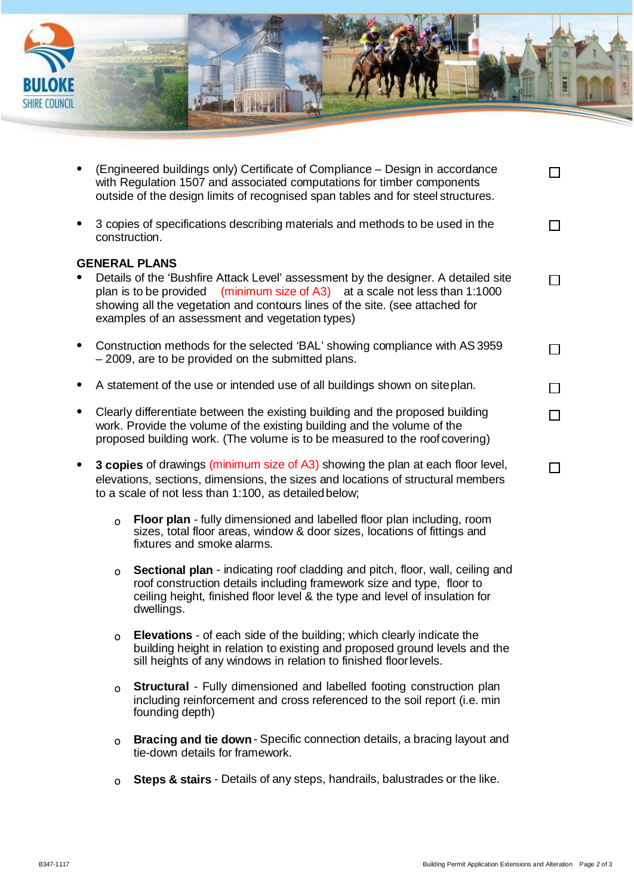- (Engineered buildings only) Certificate of Compliance – Design in accordance with Regulation 1507 and associated computations for timber components outside of the design limits of recognised span tables and for steel structures. ☐

- 3 copies of specifications describing materials and methods to be used in the construction. ☐

**GENERAL PLANS**

- Details of the 'Bushfire Attack Level' assessment by the designer. A detailed site plan is to be provided (minimum size of A3) at a scale not less than 1:1000 showing all the vegetation and contours lines of the site. (see attached for examples of an assessment and vegetation types) ☐

- Construction methods for the selected 'BAL' showing compliance with AS 3959 – 2009, are to be provided on the submitted plans. ☐

- A statement of the use or intended use of all buildings shown on site plan. ☐

- Clearly differentiate between the existing building and the proposed building work. Provide the volume of the existing building and the volume of the proposed building work. (The volume is to be measured to the roof covering) ☐

- **3 copies** of drawings (minimum size of A3) showing the plan at each floor level, elevations, sections, dimensions, the sizes and locations of structural members to a scale of not less than 1:100, as detailed below; ☐

  - **Floor plan** - fully dimensioned and labelled floor plan including, room sizes, total floor areas, window & door sizes, locations of fittings and fixtures and smoke alarms.

  - **Sectional plan** - indicating roof cladding and pitch, floor, wall, ceiling and roof construction details including framework size and type, floor to ceiling height, finished floor level & the type and level of insulation for dwellings.

  - **Elevations** - of each side of the building; which clearly indicate the building height in relation to existing and proposed ground levels and the sill heights of any windows in relation to finished floor levels.

  - **Structural** - Fully dimensioned and labelled footing construction plan including reinforcement and cross referenced to the soil report (i.e. min founding depth)

  - **Bracing and tie down** - Specific connection details, a bracing layout and tie-down details for framework.

  - **Steps & stairs** - Details of any steps, handrails, balustrades or the like.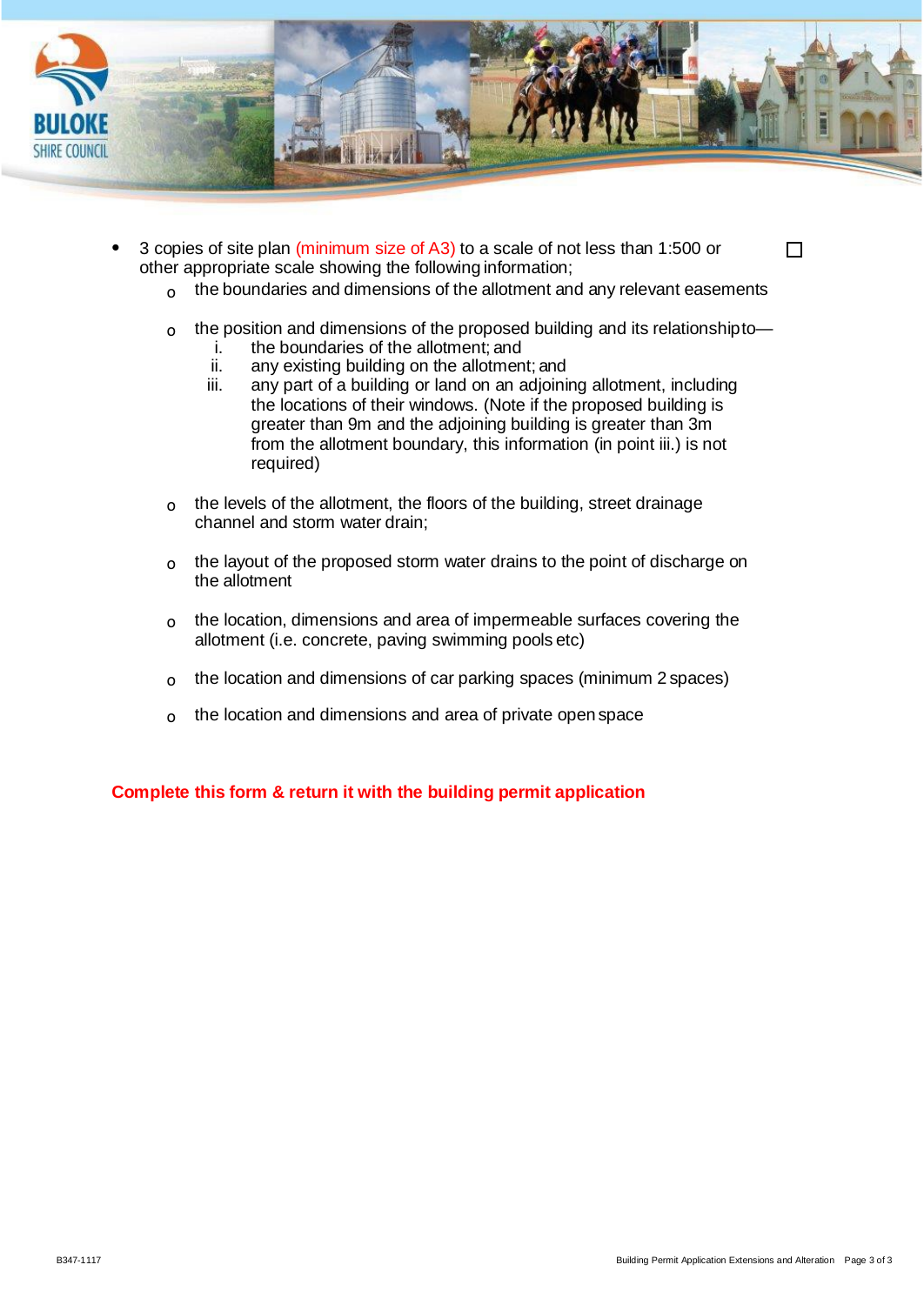- 3 copies of site plan (minimum size of A3) to a scale of not less than 1:500 or other appropriate scale showing the following information; ☐
  - the boundaries and dimensions of the allotment and any relevant easements
  - the position and dimensions of the proposed building and its relationship to—
    1. the boundaries of the allotment; and
    2. any existing building on the allotment; and
    3. any part of a building or land on an adjoining allotment, including the locations of their windows. (Note if the proposed building is greater than 9m and the adjoining building is greater than 3m from the allotment boundary, this information (in point iii.) is not required)
  - the levels of the allotment, the floors of the building, street drainage channel and storm water drain;
  - the layout of the proposed storm water drains to the point of discharge on the allotment
  - the location, dimensions and area of impermeable surfaces covering the allotment (i.e. concrete, paving swimming pools etc)
  - the location and dimensions of car parking spaces (minimum 2 spaces)
  - the location and dimensions and area of private open space

**Complete this form & return it with the building permit application**

B347-1117